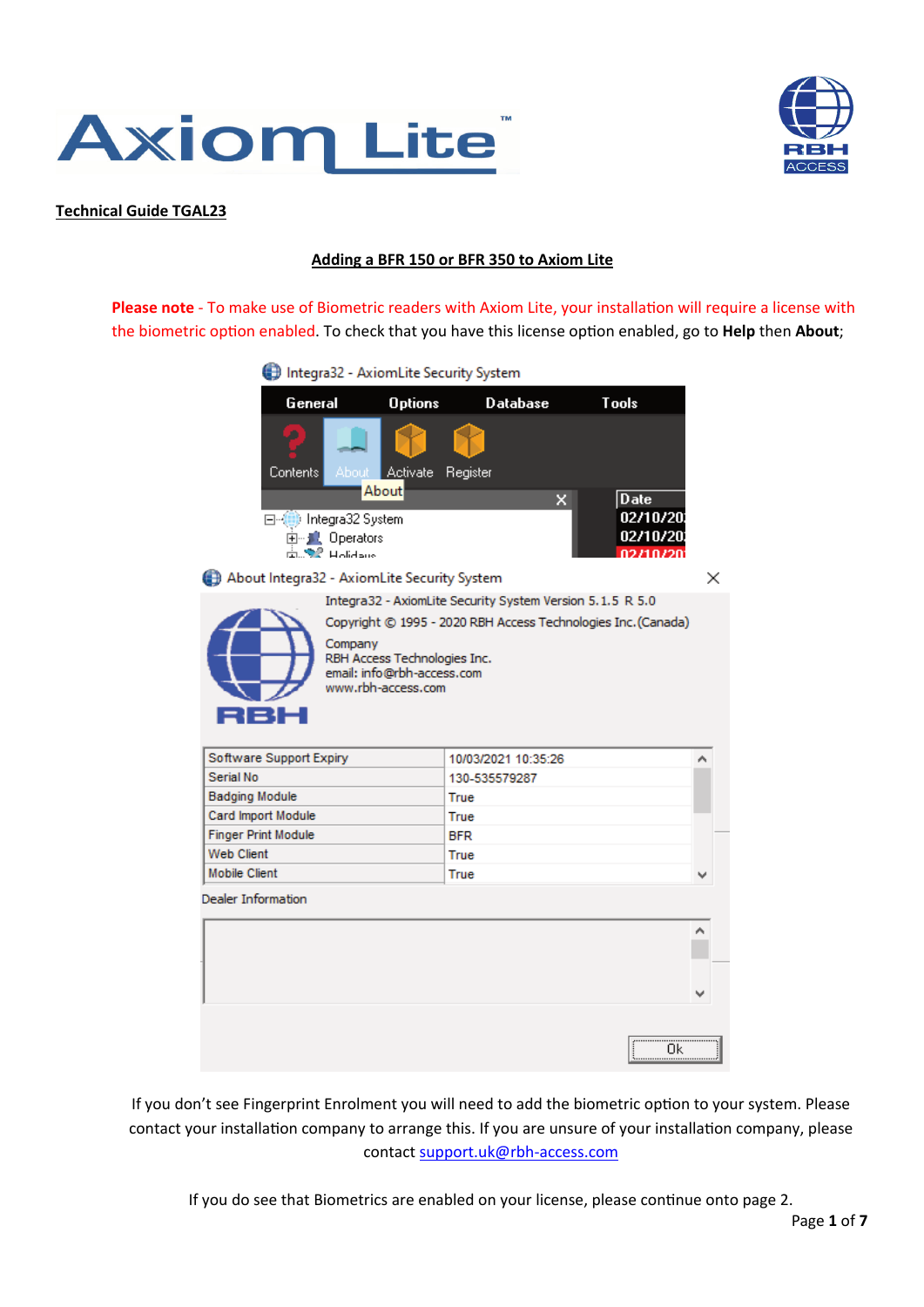**Technical Guide TGAL23**

## Adding a BFR 150 or BFR 350 to Axiom Lite

**Please note** - To make use of Biometric readers with Axiom Lite, your installation will require a license with the biometric option enabled. To check that you have this license option enabled, go to **Help** then **About**;

If you don't see Fingerprint Enrolment you will need to add the biometric option to your system. Please contact your installation company to arrange this. If you are unsure of your installation company, please contact support.uk@rbh-access.com

If you do see that Biometrics are enabled on your license, please continue onto page 2.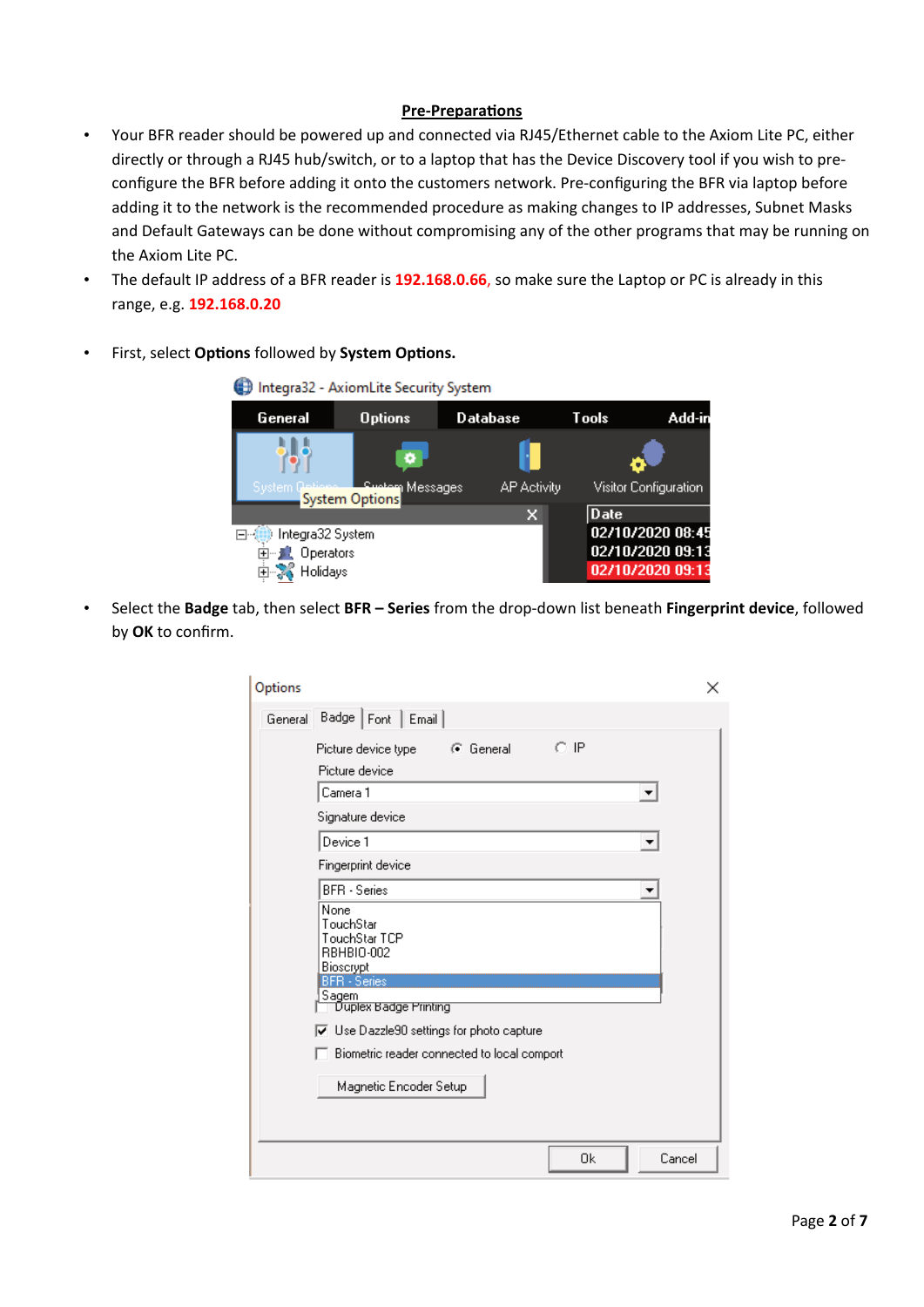## Pre-Preparations

- Your BFR reader should be powered up and connected via RJ45/Ethernet cable to the Axiom Lite PC, either directly or through a RJ45 hub/switch, or to a laptop that has the Device Discovery tool if you wish to pre-configure the BFR before adding it onto the customers network. Pre-configuring the BFR via laptop before adding it to the network is the recommended procedure as making changes to IP addresses, Subnet Masks and Default Gateways can be done without compromising any of the other programs that may be running on the Axiom Lite PC.
- The default IP address of a BFR reader is **192.168.0.66**, so make sure the Laptop or PC is already in this range, e.g. **192.168.0.20**

- First, select **Options** followed by **System Options.**

- Select the **Badge** tab, then select **BFR – Series** from the drop-down list beneath **Fingerprint device**, followed by **OK** to confirm.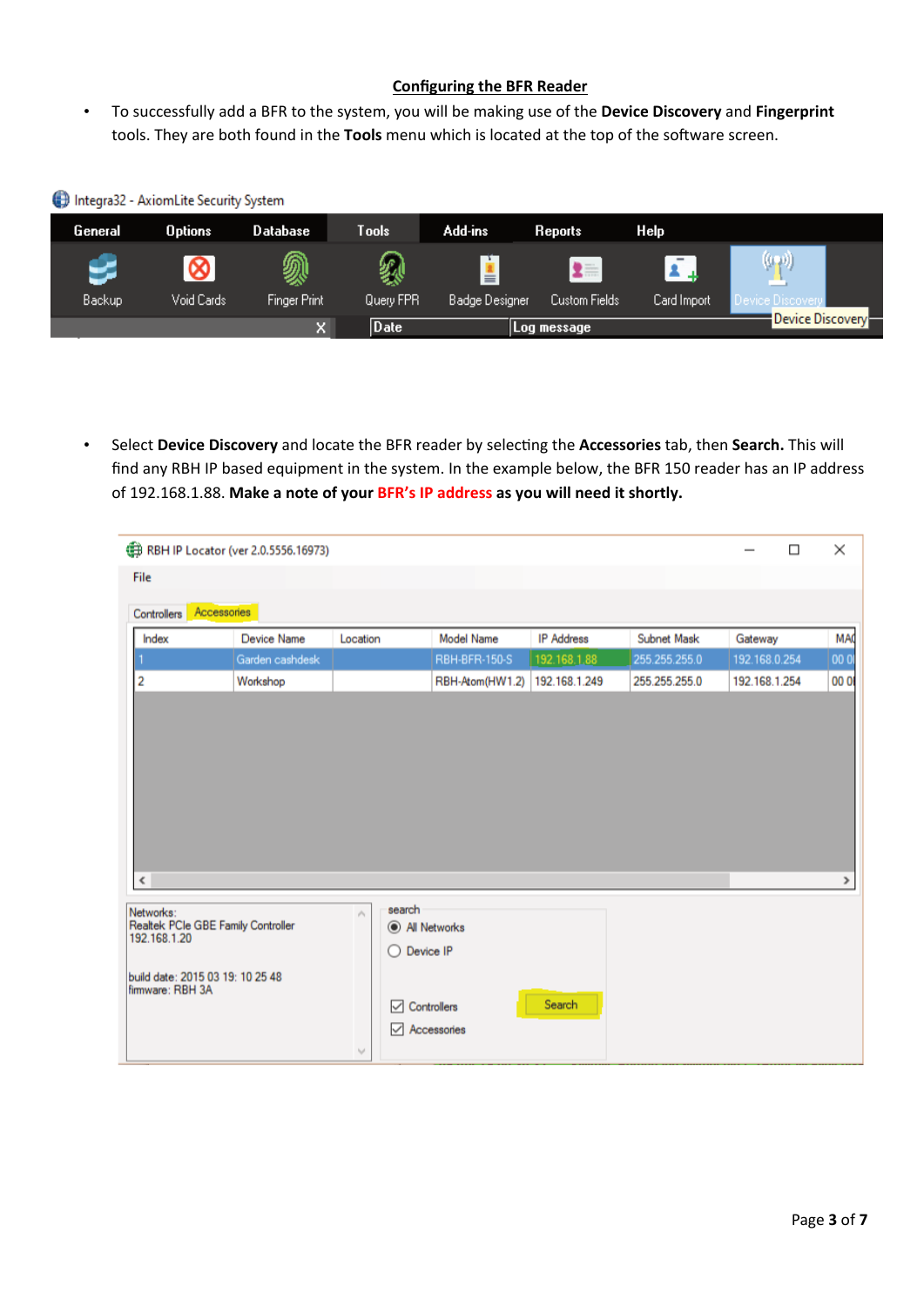## Configuring the BFR Reader

- To successfully add a BFR to the system, you will be making use of the **Device Discovery** and **Fingerprint** tools. They are both found in the **Tools** menu which is located at the top of the software screen.

- Select **Device Discovery** and locate the BFR reader by selecting the **Accessories** tab, then **Search.** This will find any RBH IP based equipment in the system. In the example below, the BFR 150 reader has an IP address of 192.168.1.88. **Make a note of your BFR's IP address as you will need it shortly.**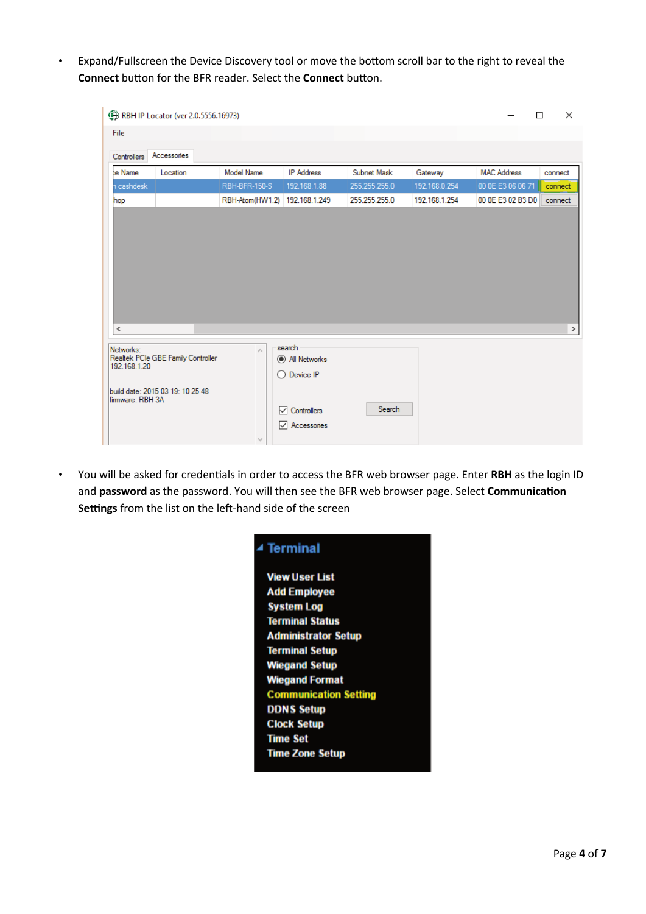- Expand/Fullscreen the Device Discovery tool or move the bottom scroll bar to the right to reveal the **Connect** button for the BFR reader. Select the **Connect** button.

- You will be asked for credentials in order to access the BFR web browser page. Enter **RBH** as the login ID and **password** as the password. You will then see the BFR web browser page. Select **Communication Settings** from the list on the left-hand side of the screen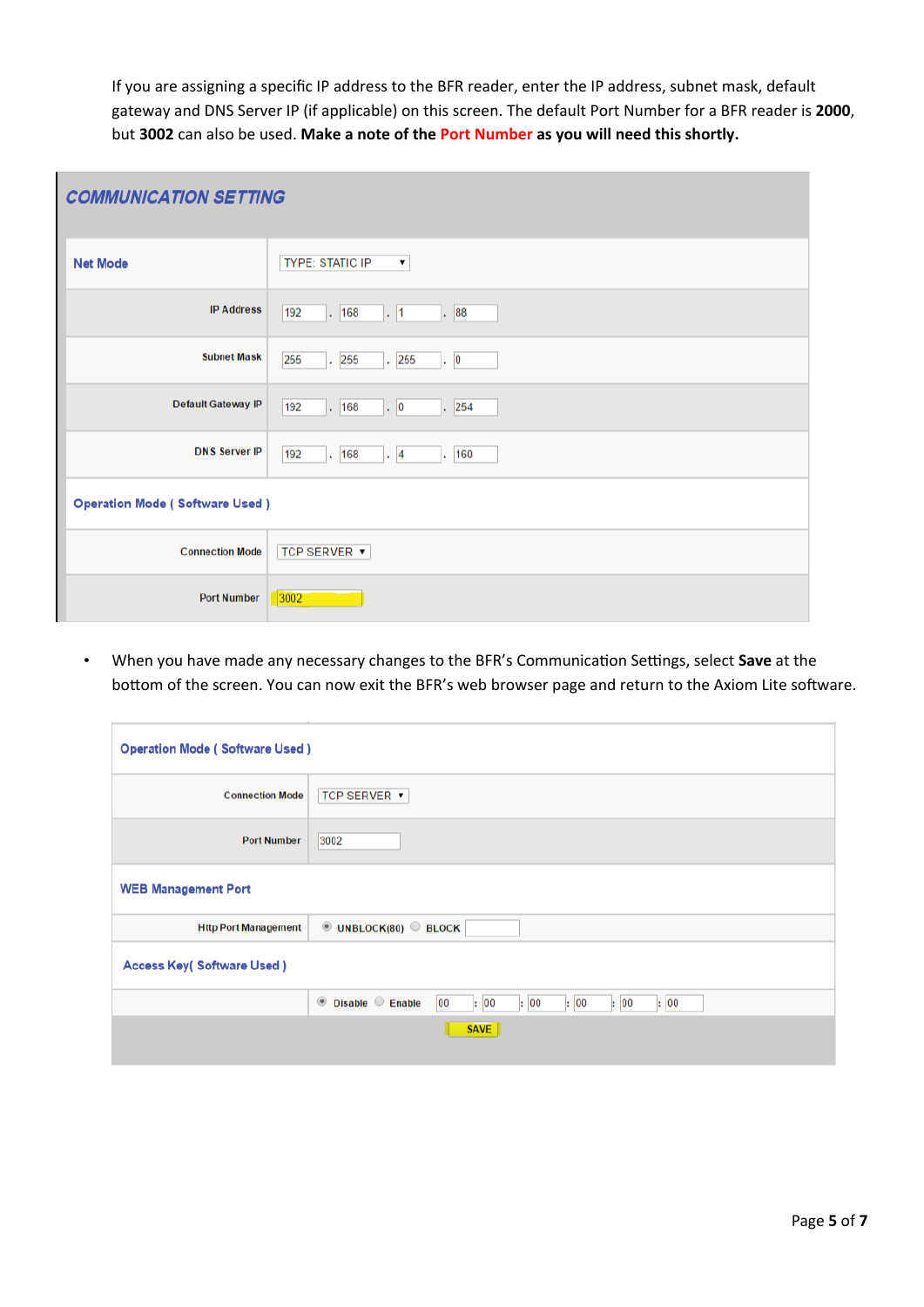If you are assigning a specific IP address to the BFR reader, enter the IP address, subnet mask, default gateway and DNS Server IP (if applicable) on this screen. The default Port Number for a BFR reader is **2000**, but **3002** can also be used. **Make a note of the Port Number as you will need this shortly.**

| COMMUNICATION SETTING | |
|---|---|
| Net Mode | TYPE: STATIC IP |
| IP Address | 192 . 168 . 1 . 88 |
| Subnet Mask | 255 . 255 . 255 . 0 |
| Default Gateway IP | 192 . 168 . 0 . 254 |
| DNS Server IP | 192 . 168 . 4 . 160 |
| Operation Mode ( Software Used ) | |
| Connection Mode | TCP SERVER |
| Port Number | 3002 |

- When you have made any necessary changes to the BFR's Communication Settings, select **Save** at the bottom of the screen. You can now exit the BFR's web browser page and return to the Axiom Lite software.

| Operation Mode ( Software Used ) | |
|---|---|
| Connection Mode | TCP SERVER |
| Port Number | 3002 |
| WEB Management Port | |
| Http Port Management | UNBLOCK(80) BLOCK |
| Access Key( Software Used ) | |
| | Disable Enable 00 : 00 : 00 : 00 : 00 : 00 |
| | SAVE |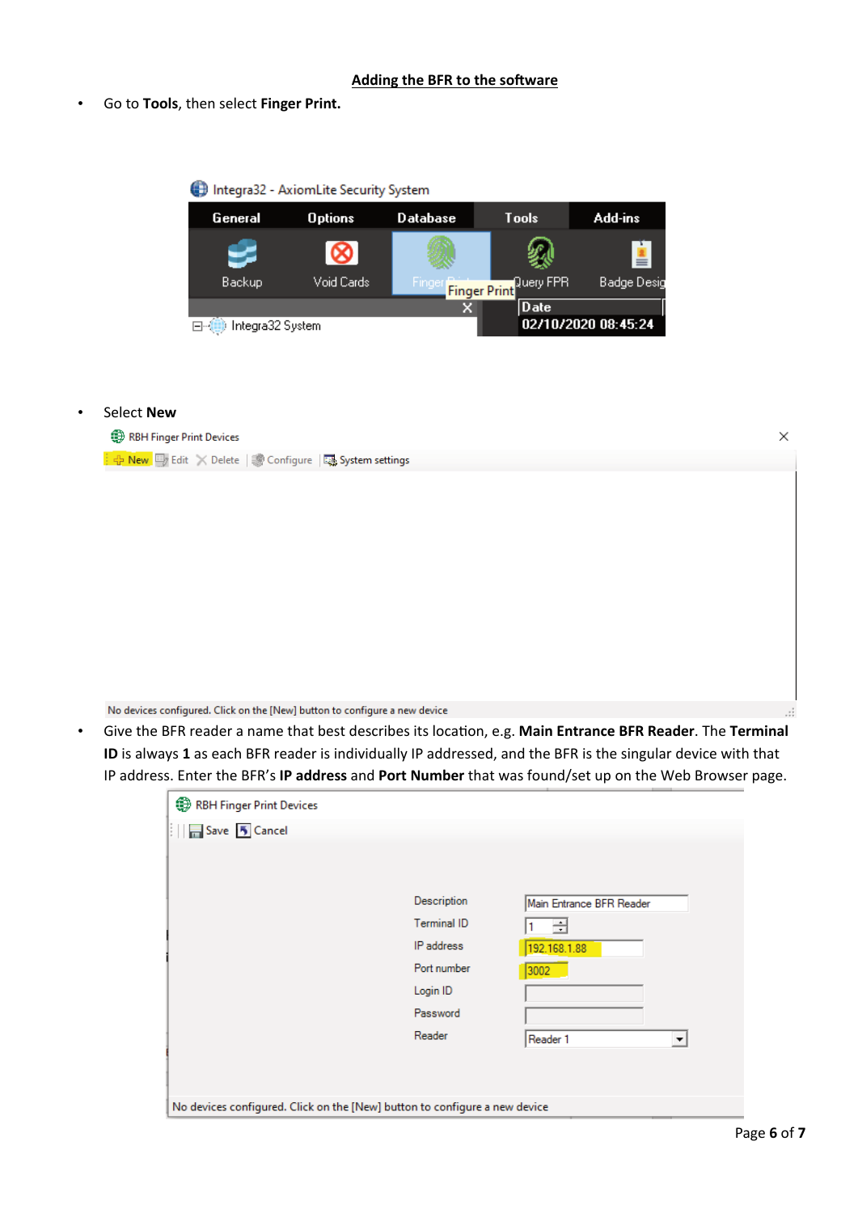## Adding the BFR to the software

- Go to **Tools**, then select **Finger Print.**

- Select **New**

- Give the BFR reader a name that best describes its location, e.g. **Main Entrance BFR Reader**. The **Terminal ID** is always **1** as each BFR reader is individually IP addressed, and the BFR is the singular device with that IP address. Enter the BFR's **IP address** and **Port Number** that was found/set up on the Web Browser page.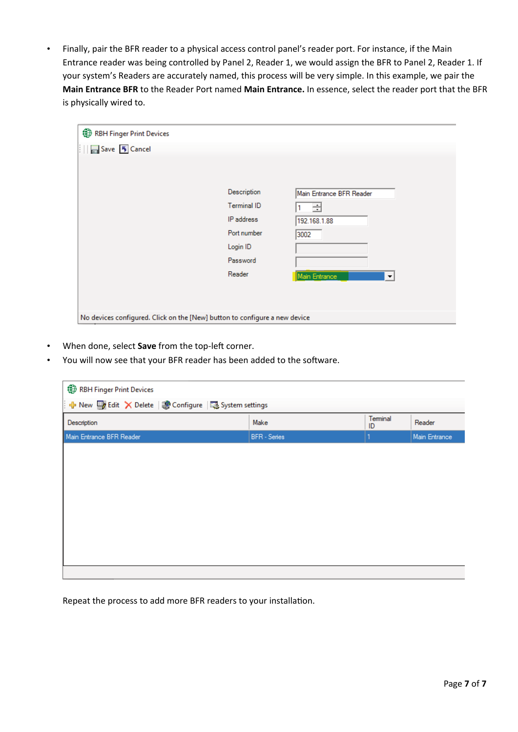- Finally, pair the BFR reader to a physical access control panel's reader port. For instance, if the Main Entrance reader was being controlled by Panel 2, Reader 1, we would assign the BFR to Panel 2, Reader 1. If your system's Readers are accurately named, this process will be very simple. In this example, we pair the **Main Entrance BFR** to the Reader Port named **Main Entrance.** In essence, select the reader port that the BFR is physically wired to.

RBH Finger Print Devices

Save Cancel

| | |
|---|---|
| Description | Main Entrance BFR Reader |
| Terminal ID | 1 |
| IP address | 192.168.1.88 |
| Port number | 3002 |
| Login ID | |
| Password | |
| Reader | Main Entrance |

No devices configured. Click on the [New] button to configure a new device

- When done, select **Save** from the top-left corner.
- You will now see that your BFR reader has been added to the software.

RBH Finger Print Devices

New Edit Delete Configure System settings

| Description | Make | Terminal ID | Reader |
|---|---|---|---|
| Main Entrance BFR Reader | BFR - Series | 1 | Main Entrance |

Repeat the process to add more BFR readers to your installation.